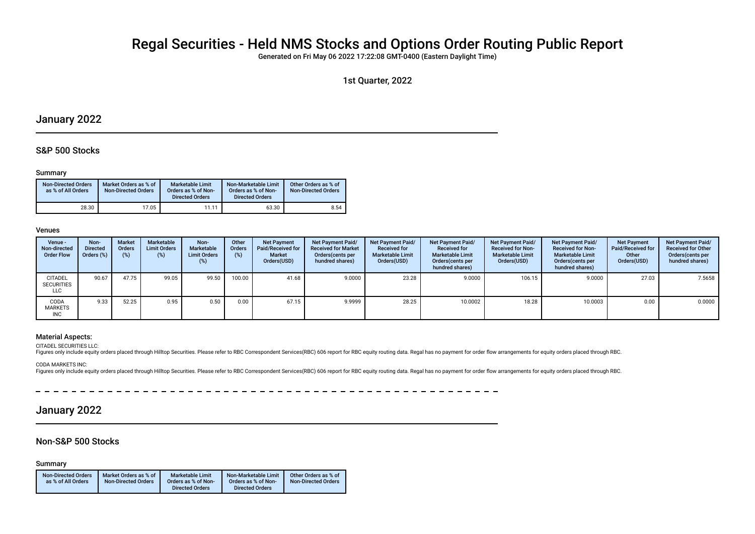# Regal Securities - Held NMS Stocks and Options Order Routing Public Report

Generated on Fri May 06 2022 17:22:08 GMT-0400 (Eastern Daylight Time)

1st Quarter, 2022

## January 2022

### S&P 500 Stocks

#### Summary

| Non-Directed Orders as % of All Orders | Market Orders as % of Non-Directed Orders | Marketable Limit Orders as % of Non-Directed Orders | Non-Marketable Limit Orders as % of Non-Directed Orders | Other Orders as % of Non-Directed Orders |
|---|---|---|---|---|
| 28.30 | 17.05 | 11.11 | 63.30 | 8.54 |

#### Venues

| Venue - Non-directed Order Flow | Non-Directed Orders (%) | Market Orders (%) | Marketable Limit Orders (%) | Non-Marketable Limit Orders (%) | Other Orders (%) | Net Payment Paid/Received for Market Orders(USD) | Net Payment Paid/ Received for Market Orders(cents per hundred shares) | Net Payment Paid/ Received for Marketable Limit Orders(USD) | Net Payment Paid/ Received for Marketable Limit Orders(cents per hundred shares) | Net Payment Paid/ Received for Non-Marketable Limit Orders(USD) | Net Payment Paid/ Received for Non-Marketable Limit Orders(cents per hundred shares) | Net Payment Paid/Received for Other Orders(USD) | Net Payment Paid/ Received for Other Orders(cents per hundred shares) |
|---|---|---|---|---|---|---|---|---|---|---|---|---|---|
| CITADEL SECURITIES LLC | 90.67 | 47.75 | 99.05 | 99.50 | 100.00 | 41.68 | 9.0000 | 23.28 | 9.0000 | 106.15 | 9.0000 | 27.03 | 7.5658 |
| CODA MARKETS INC | 9.33 | 52.25 | 0.95 | 0.50 | 0.00 | 67.15 | 9.9999 | 28.25 | 10.0002 | 18.28 | 10.0003 | 0.00 | 0.0000 |

#### Material Aspects:

CITADEL SECURITIES LLC:
Figures only include equity orders placed through Hilltop Securities. Please refer to RBC Correspondent Services(RBC) 606 report for RBC equity routing data. Regal has no payment for order flow arrangements for equity orders placed through RBC.

CODA MARKETS INC:
Figures only include equity orders placed through Hilltop Securities. Please refer to RBC Correspondent Services(RBC) 606 report for RBC equity routing data. Regal has no payment for order flow arrangements for equity orders placed through RBC.

## January 2022

### Non-S&P 500 Stocks

#### Summary

| Non-Directed Orders as % of All Orders | Market Orders as % of Non-Directed Orders | Marketable Limit Orders as % of Non-Directed Orders | Non-Marketable Limit Orders as % of Non-Directed Orders | Other Orders as % of Non-Directed Orders |
|---|---|---|---|---|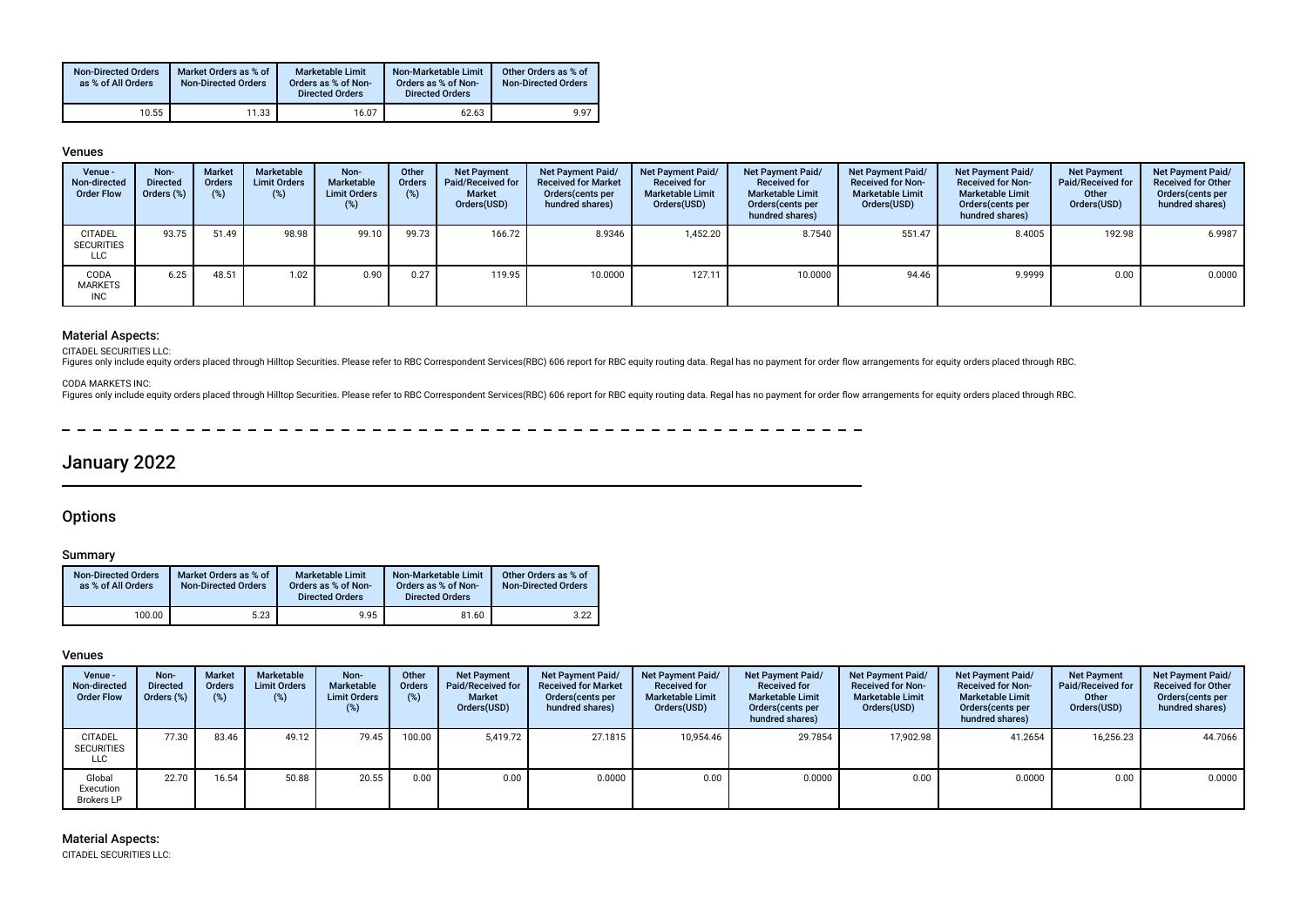| Non-Directed Orders as % of All Orders | Market Orders as % of Non-Directed Orders | Marketable Limit Orders as % of Non-Directed Orders | Non-Marketable Limit Orders as % of Non-Directed Orders | Other Orders as % of Non-Directed Orders |
|---|---|---|---|---|
| 10.55 | 11.33 | 16.07 | 62.63 | 9.97 |

### Venues

| Venue - Non-directed Order Flow | Non-Directed Orders (%) | Market Orders (%) | Marketable Limit Orders (%) | Non-Marketable Limit Orders (%) | Other Orders (%) | Net Payment Paid/Received for Market Orders(USD) | Net Payment Paid/ Received for Market Orders(cents per hundred shares) | Net Payment Paid/ Received for Marketable Limit Orders(USD) | Net Payment Paid/ Received for Marketable Limit Orders(cents per hundred shares) | Net Payment Paid/ Received for Non-Marketable Limit Orders(USD) | Net Payment Paid/ Received for Non-Marketable Limit Orders(cents per hundred shares) | Net Payment Paid/Received for Other Orders(USD) | Net Payment Paid/ Received for Other Orders(cents per hundred shares) |
|---|---|---|---|---|---|---|---|---|---|---|---|---|---|
| CITADEL SECURITIES LLC | 93.75 | 51.49 | 98.98 | 99.10 | 99.73 | 166.72 | 8.9346 | 1,452.20 | 8.7540 | 551.47 | 8.4005 | 192.98 | 6.9987 |
| CODA MARKETS INC | 6.25 | 48.51 | 1.02 | 0.90 | 0.27 | 119.95 | 10.0000 | 127.11 | 10.0000 | 94.46 | 9.9999 | 0.00 | 0.0000 |

### Material Aspects:

CITADEL SECURITIES LLC:
Figures only include equity orders placed through Hilltop Securities. Please refer to RBC Correspondent Services(RBC) 606 report for RBC equity routing data. Regal has no payment for order flow arrangements for equity orders placed through RBC.

CODA MARKETS INC:
Figures only include equity orders placed through Hilltop Securities. Please refer to RBC Correspondent Services(RBC) 606 report for RBC equity routing data. Regal has no payment for order flow arrangements for equity orders placed through RBC.

# January 2022

## Options

### Summary

| Non-Directed Orders as % of All Orders | Market Orders as % of Non-Directed Orders | Marketable Limit Orders as % of Non-Directed Orders | Non-Marketable Limit Orders as % of Non-Directed Orders | Other Orders as % of Non-Directed Orders |
|---|---|---|---|---|
| 100.00 | 5.23 | 9.95 | 81.60 | 3.22 |

### Venues

| Venue - Non-directed Order Flow | Non-Directed Orders (%) | Market Orders (%) | Marketable Limit Orders (%) | Non-Marketable Limit Orders (%) | Other Orders (%) | Net Payment Paid/Received for Market Orders(USD) | Net Payment Paid/ Received for Market Orders(cents per hundred shares) | Net Payment Paid/ Received for Marketable Limit Orders(USD) | Net Payment Paid/ Received for Marketable Limit Orders(cents per hundred shares) | Net Payment Paid/ Received for Non-Marketable Limit Orders(USD) | Net Payment Paid/ Received for Non-Marketable Limit Orders(cents per hundred shares) | Net Payment Paid/Received for Other Orders(USD) | Net Payment Paid/ Received for Other Orders(cents per hundred shares) |
|---|---|---|---|---|---|---|---|---|---|---|---|---|---|
| CITADEL SECURITIES LLC | 77.30 | 83.46 | 49.12 | 79.45 | 100.00 | 5,419.72 | 27.1815 | 10,954.46 | 29.7854 | 17,902.98 | 41.2654 | 16,256.23 | 44.7066 |
| Global Execution Brokers LP | 22.70 | 16.54 | 50.88 | 20.55 | 0.00 | 0.00 | 0.0000 | 0.00 | 0.0000 | 0.00 | 0.0000 | 0.00 | 0.0000 |

### Material Aspects:

CITADEL SECURITIES LLC: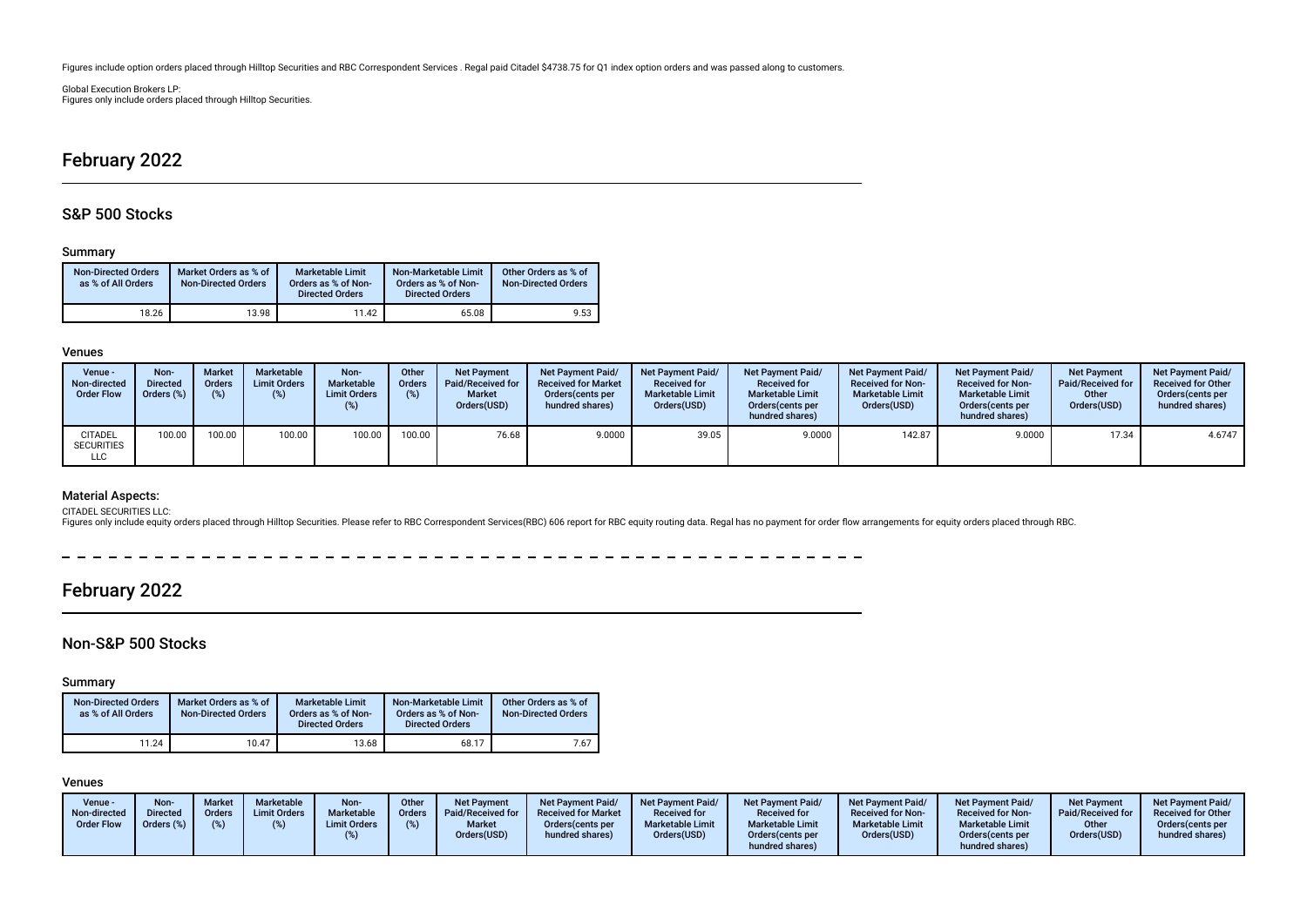Figures include option orders placed through Hilltop Securities and RBC Correspondent Services . Regal paid Citadel $4738.75 for Q1 index option orders and was passed along to customers.

Global Execution Brokers LP:
Figures only include orders placed through Hilltop Securities.

# February 2022

## S&P 500 Stocks

### Summary

| Non-Directed Orders as % of All Orders | Market Orders as % of Non-Directed Orders | Marketable Limit Orders as % of Non-Directed Orders | Non-Marketable Limit Orders as % of Non-Directed Orders | Other Orders as % of Non-Directed Orders |
|---|---|---|---|---|
| 18.26 | 13.98 | 11.42 | 65.08 | 9.53 |

### Venues

| Venue - Non-directed Order Flow | Non-Directed Orders (%) | Market Orders (%) | Marketable Limit Orders (%) | Non-Marketable Limit Orders (%) | Other Orders (%) | Net Payment Paid/Received for Market Orders(USD) | Net Payment Paid/ Received for Market Orders(cents per hundred shares) | Net Payment Paid/ Received for Marketable Limit Orders(USD) | Net Payment Paid/ Received for Marketable Limit Orders(cents per hundred shares) | Net Payment Paid/ Received for Non-Marketable Limit Orders(USD) | Net Payment Paid/ Received for Non-Marketable Limit Orders(cents per hundred shares) | Net Payment Paid/Received for Other Orders(USD) | Net Payment Paid/ Received for Other Orders(cents per hundred shares) |
|---|---|---|---|---|---|---|---|---|---|---|---|---|---|
| CITADEL SECURITIES LLC | 100.00 | 100.00 | 100.00 | 100.00 | 100.00 | 76.68 | 9.0000 | 39.05 | 9.0000 | 142.87 | 9.0000 | 17.34 | 4.6747 |

### Material Aspects:

CITADEL SECURITIES LLC:
Figures only include equity orders placed through Hilltop Securities. Please refer to RBC Correspondent Services(RBC) 606 report for RBC equity routing data. Regal has no payment for order flow arrangements for equity orders placed through RBC.

# February 2022

## Non-S&P 500 Stocks

### Summary

| Non-Directed Orders as % of All Orders | Market Orders as % of Non-Directed Orders | Marketable Limit Orders as % of Non-Directed Orders | Non-Marketable Limit Orders as % of Non-Directed Orders | Other Orders as % of Non-Directed Orders |
|---|---|---|---|---|
| 11.24 | 10.47 | 13.68 | 68.17 | 7.67 |

### Venues

| Venue - Non-directed Order Flow | Non-Directed Orders (%) | Market Orders (%) | Marketable Limit Orders (%) | Non-Marketable Limit Orders (%) | Other Orders (%) | Net Payment Paid/Received for Market Orders(USD) | Net Payment Paid/ Received for Market Orders(cents per hundred shares) | Net Payment Paid/ Received for Marketable Limit Orders(USD) | Net Payment Paid/ Received for Marketable Limit Orders(cents per hundred shares) | Net Payment Paid/ Received for Non-Marketable Limit Orders(USD) | Net Payment Paid/ Received for Non-Marketable Limit Orders(cents per hundred shares) | Net Payment Paid/Received for Other Orders(USD) | Net Payment Paid/ Received for Other Orders(cents per hundred shares) |
|---|---|---|---|---|---|---|---|---|---|---|---|---|---|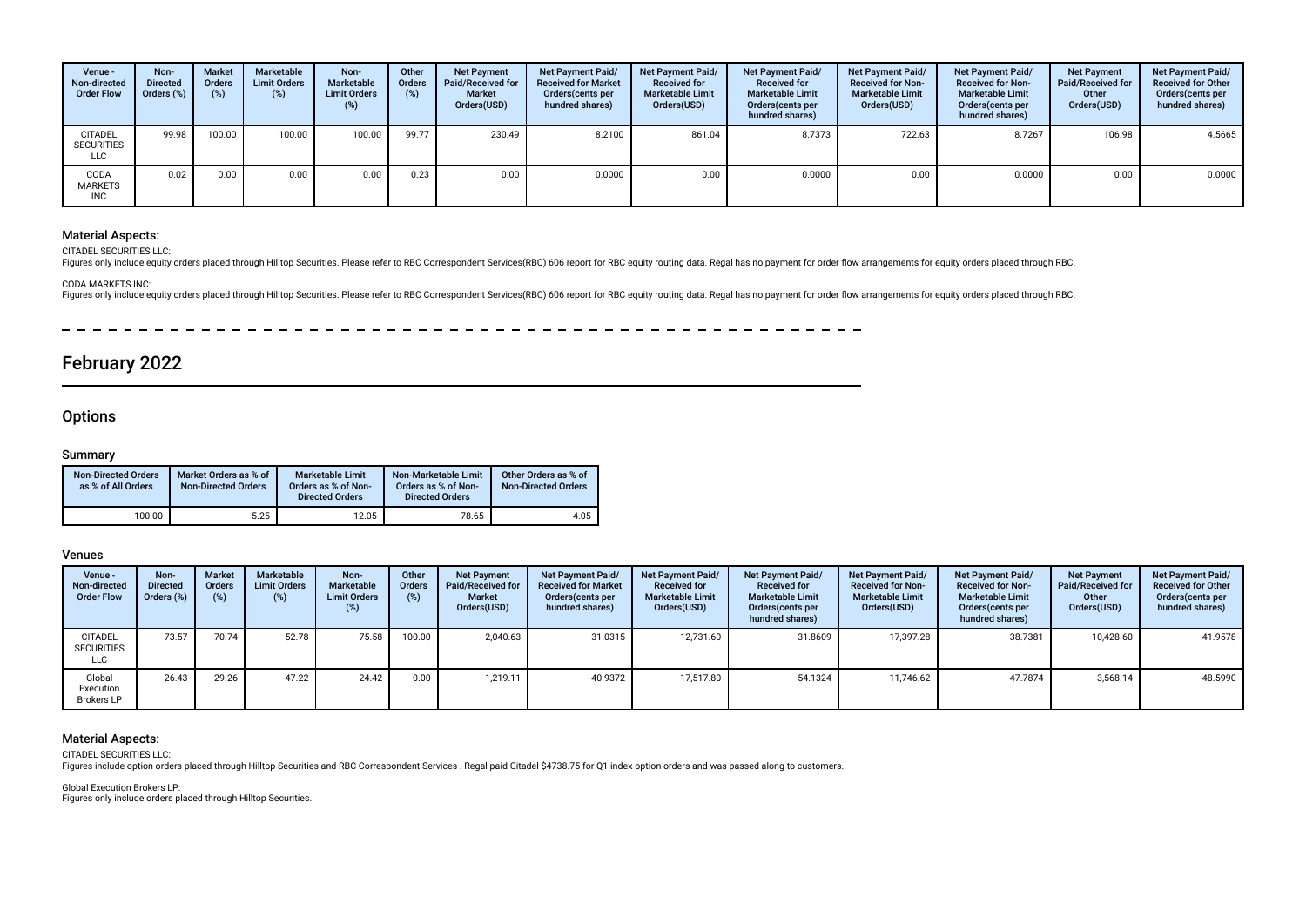| Venue - Non-directed Order Flow | Non-Directed Orders (%) | Market Orders (%) | Marketable Limit Orders (%) | Non-Marketable Limit Orders (%) | Other Orders (%) | Net Payment Paid/Received for Market Orders(USD) | Net Payment Paid/ Received for Market Orders(cents per hundred shares) | Net Payment Paid/ Received for Marketable Limit Orders(USD) | Net Payment Paid/ Received for Marketable Limit Orders(cents per hundred shares) | Net Payment Paid/ Received for Non-Marketable Limit Orders(USD) | Net Payment Paid/ Received for Non-Marketable Limit Orders(cents per hundred shares) | Net Payment Paid/Received for Other Orders(USD) | Net Payment Paid/ Received for Other Orders(cents per hundred shares) |
|---|---|---|---|---|---|---|---|---|---|---|---|---|---|
| CITADEL SECURITIES LLC | 99.98 | 100.00 | 100.00 | 100.00 | 99.77 | 230.49 | 8.2100 | 861.04 | 8.7373 | 722.63 | 8.7267 | 106.98 | 4.5665 |
| CODA MARKETS INC | 0.02 | 0.00 | 0.00 | 0.00 | 0.23 | 0.00 | 0.0000 | 0.00 | 0.0000 | 0.00 | 0.0000 | 0.00 | 0.0000 |

### Material Aspects:

CITADEL SECURITIES LLC:
Figures only include equity orders placed through Hilltop Securities. Please refer to RBC Correspondent Services(RBC) 606 report for RBC equity routing data. Regal has no payment for order flow arrangements for equity orders placed through RBC.

CODA MARKETS INC:
Figures only include equity orders placed through Hilltop Securities. Please refer to RBC Correspondent Services(RBC) 606 report for RBC equity routing data. Regal has no payment for order flow arrangements for equity orders placed through RBC.

# February 2022

## Options

### Summary

| Non-Directed Orders as % of All Orders | Market Orders as % of Non-Directed Orders | Marketable Limit Orders as % of Non-Directed Orders | Non-Marketable Limit Orders as % of Non-Directed Orders | Other Orders as % of Non-Directed Orders |
|---|---|---|---|---|
| 100.00 | 5.25 | 12.05 | 78.65 | 4.05 |

### Venues

| Venue - Non-directed Order Flow | Non-Directed Orders (%) | Market Orders (%) | Marketable Limit Orders (%) | Non-Marketable Limit Orders (%) | Other Orders (%) | Net Payment Paid/Received for Market Orders(USD) | Net Payment Paid/ Received for Market Orders(cents per hundred shares) | Net Payment Paid/ Received for Marketable Limit Orders(USD) | Net Payment Paid/ Received for Marketable Limit Orders(cents per hundred shares) | Net Payment Paid/ Received for Non-Marketable Limit Orders(USD) | Net Payment Paid/ Received for Non-Marketable Limit Orders(cents per hundred shares) | Net Payment Paid/Received for Other Orders(USD) | Net Payment Paid/ Received for Other Orders(cents per hundred shares) |
|---|---|---|---|---|---|---|---|---|---|---|---|---|---|
| CITADEL SECURITIES LLC | 73.57 | 70.74 | 52.78 | 75.58 | 100.00 | 2,040.63 | 31.0315 | 12,731.60 | 31.8609 | 17,397.28 | 38.7381 | 10,428.60 | 41.9578 |
| Global Execution Brokers LP | 26.43 | 29.26 | 47.22 | 24.42 | 0.00 | 1,219.11 | 40.9372 | 17,517.80 | 54.1324 | 11,746.62 | 47.7874 | 3,568.14 | 48.5990 |

### Material Aspects:

CITADEL SECURITIES LLC:
Figures include option orders placed through Hilltop Securities and RBC Correspondent Services . Regal paid Citadel $4738.75 for Q1 index option orders and was passed along to customers.

Global Execution Brokers LP:
Figures only include orders placed through Hilltop Securities.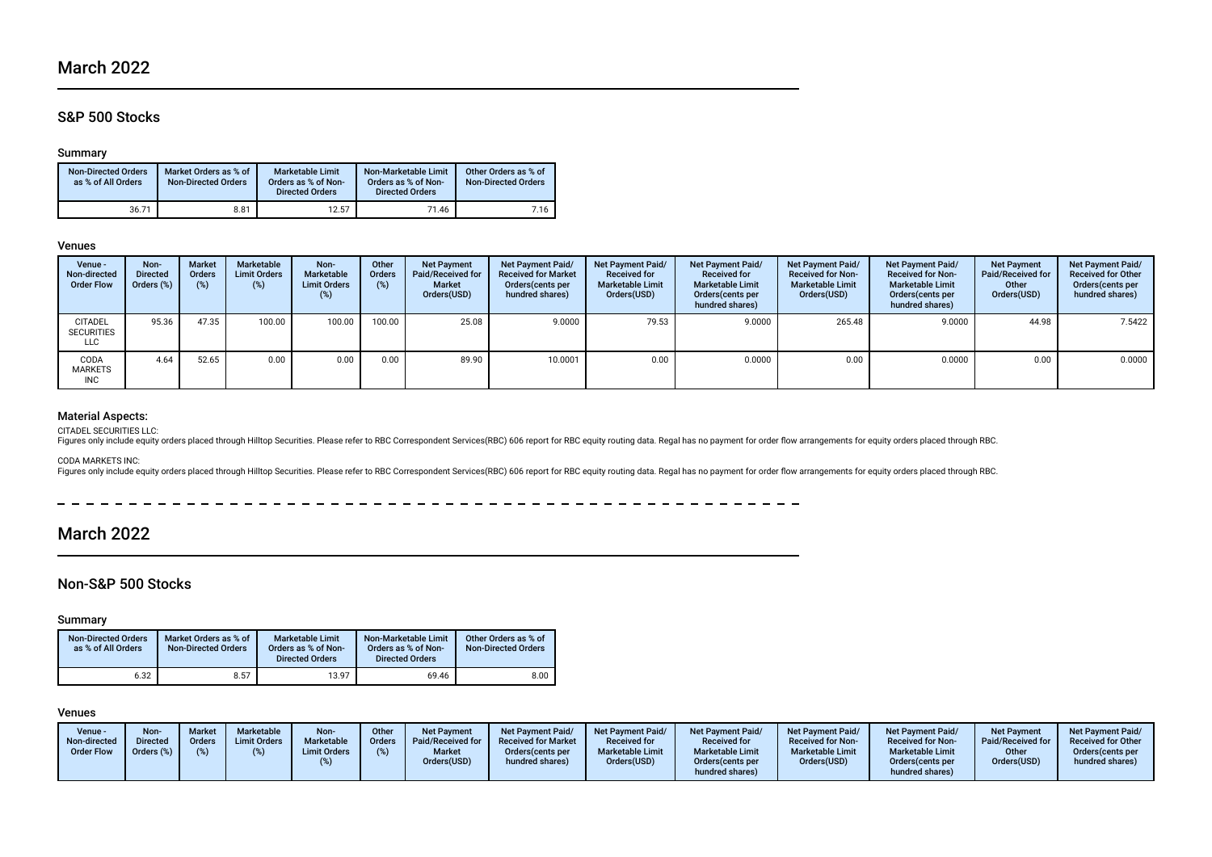# March 2022

## S&P 500 Stocks

### Summary

| Non-Directed Orders as % of All Orders | Market Orders as % of Non-Directed Orders | Marketable Limit Orders as % of Non-Directed Orders | Non-Marketable Limit Orders as % of Non-Directed Orders | Other Orders as % of Non-Directed Orders |
|---|---|---|---|---|
| 36.71 | 8.81 | 12.57 | 71.46 | 7.16 |

### Venues

| Venue - Non-directed Order Flow | Non-Directed Orders (%) | Market Orders (%) | Marketable Limit Orders (%) | Non-Marketable Limit Orders (%) | Other Orders (%) | Net Payment Paid/Received for Market Orders(USD) | Net Payment Paid/Received for Market Orders(cents per hundred shares) | Net Payment Paid/Received for Marketable Limit Orders(USD) | Net Payment Paid/Received for Marketable Limit Orders(cents per hundred shares) | Net Payment Paid/Received for Non-Marketable Limit Orders(USD) | Net Payment Paid/Received for Non-Marketable Limit Orders(cents per hundred shares) | Net Payment Paid/Received for Other Orders(USD) | Net Payment Paid/Received for Other Orders(cents per hundred shares) |
|---|---|---|---|---|---|---|---|---|---|---|---|---|---|
| CITADEL SECURITIES LLC | 95.36 | 47.35 | 100.00 | 100.00 | 100.00 | 25.08 | 9.0000 | 79.53 | 9.0000 | 265.48 | 9.0000 | 44.98 | 7.5422 |
| CODA MARKETS INC | 4.64 | 52.65 | 0.00 | 0.00 | 0.00 | 89.90 | 10.0001 | 0.00 | 0.0000 | 0.00 | 0.0000 | 0.00 | 0.0000 |

### Material Aspects:

CITADEL SECURITIES LLC:
Figures only include equity orders placed through Hilltop Securities. Please refer to RBC Correspondent Services(RBC) 606 report for RBC equity routing data. Regal has no payment for order flow arrangements for equity orders placed through RBC.

CODA MARKETS INC:
Figures only include equity orders placed through Hilltop Securities. Please refer to RBC Correspondent Services(RBC) 606 report for RBC equity routing data. Regal has no payment for order flow arrangements for equity orders placed through RBC.

# March 2022

## Non-S&P 500 Stocks

### Summary

| Non-Directed Orders as % of All Orders | Market Orders as % of Non-Directed Orders | Marketable Limit Orders as % of Non-Directed Orders | Non-Marketable Limit Orders as % of Non-Directed Orders | Other Orders as % of Non-Directed Orders |
|---|---|---|---|---|
| 6.32 | 8.57 | 13.97 | 69.46 | 8.00 |

### Venues

| Venue - Non-directed Order Flow | Non-Directed Orders (%) | Market Orders (%) | Marketable Limit Orders (%) | Non-Marketable Limit Orders (%) | Other Orders (%) | Net Payment Paid/Received for Market Orders(USD) | Net Payment Paid/Received for Market Orders(cents per hundred shares) | Net Payment Paid/Received for Marketable Limit Orders(USD) | Net Payment Paid/Received for Marketable Limit Orders(cents per hundred shares) | Net Payment Paid/Received for Non-Marketable Limit Orders(USD) | Net Payment Paid/Received for Non-Marketable Limit Orders(cents per hundred shares) | Net Payment Paid/Received for Other Orders(USD) | Net Payment Paid/Received for Other Orders(cents per hundred shares) |
|---|---|---|---|---|---|---|---|---|---|---|---|---|---|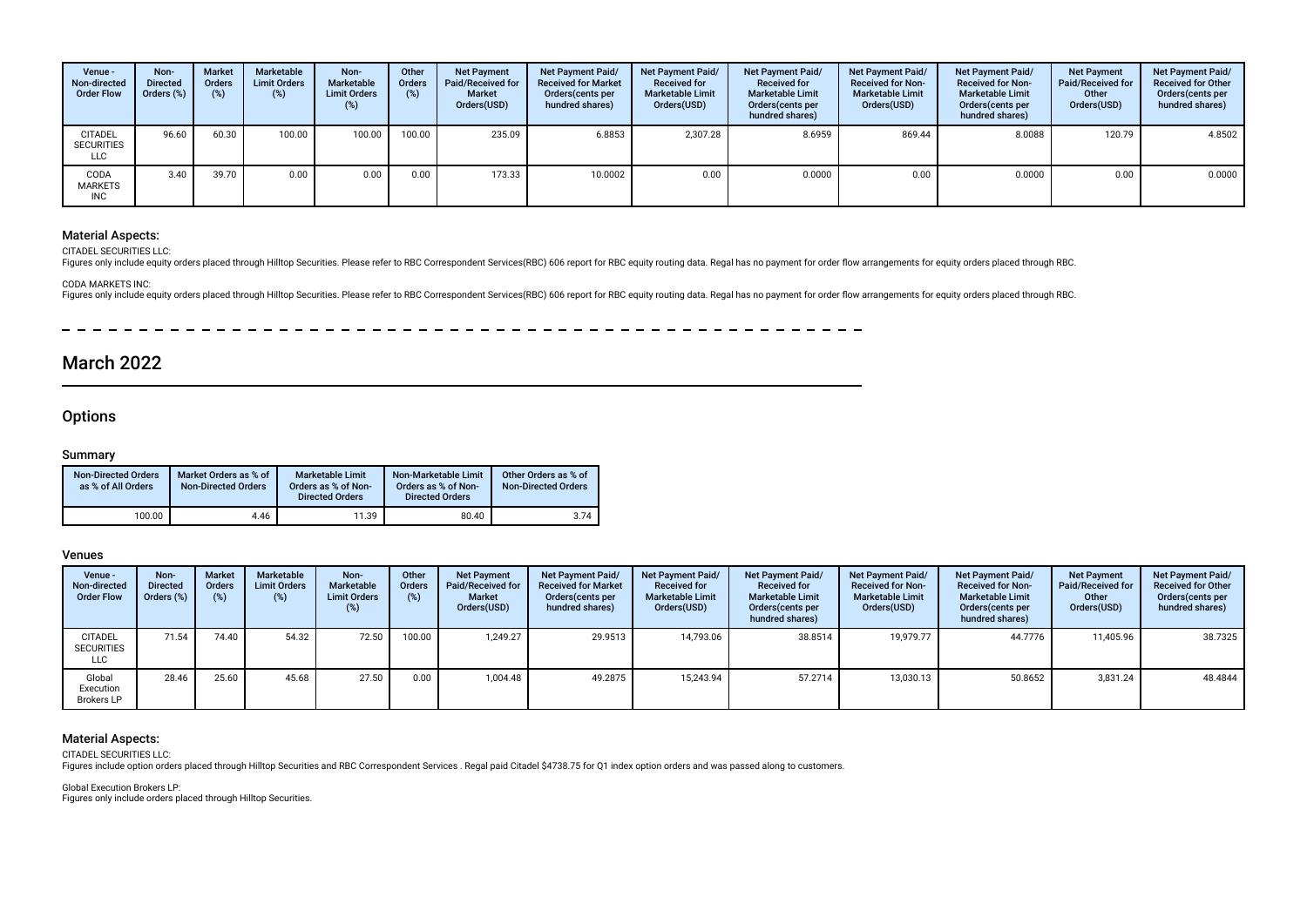| Venue - Non-directed Order Flow | Non-Directed Orders (%) | Market Orders (%) | Marketable Limit Orders (%) | Non-Marketable Limit Orders (%) | Other Orders (%) | Net Payment Paid/Received for Market Orders(USD) | Net Payment Paid/ Received for Market Orders(cents per hundred shares) | Net Payment Paid/ Received for Marketable Limit Orders(USD) | Net Payment Paid/ Received for Marketable Limit Orders(cents per hundred shares) | Net Payment Paid/ Received for Non-Marketable Limit Orders(USD) | Net Payment Paid/ Received for Non-Marketable Limit Orders(cents per hundred shares) | Net Payment Paid/Received for Other Orders(USD) | Net Payment Paid/ Received for Other Orders(cents per hundred shares) |
|---|---|---|---|---|---|---|---|---|---|---|---|---|---|
| CITADEL SECURITIES LLC | 96.60 | 60.30 | 100.00 | 100.00 | 100.00 | 235.09 | 6.8853 | 2,307.28 | 8.6959 | 869.44 | 8.0088 | 120.79 | 4.8502 |
| CODA MARKETS INC | 3.40 | 39.70 | 0.00 | 0.00 | 0.00 | 173.33 | 10.0002 | 0.00 | 0.0000 | 0.00 | 0.0000 | 0.00 | 0.0000 |

### Material Aspects:

CITADEL SECURITIES LLC:
Figures only include equity orders placed through Hilltop Securities. Please refer to RBC Correspondent Services(RBC) 606 report for RBC equity routing data. Regal has no payment for order flow arrangements for equity orders placed through RBC.

CODA MARKETS INC:
Figures only include equity orders placed through Hilltop Securities. Please refer to RBC Correspondent Services(RBC) 606 report for RBC equity routing data. Regal has no payment for order flow arrangements for equity orders placed through RBC.

# March 2022

## Options

### Summary

| Non-Directed Orders as % of All Orders | Market Orders as % of Non-Directed Orders | Marketable Limit Orders as % of Non-Directed Orders | Non-Marketable Limit Orders as % of Non-Directed Orders | Other Orders as % of Non-Directed Orders |
|---|---|---|---|---|
| 100.00 | 4.46 | 11.39 | 80.40 | 3.74 |

### Venues

| Venue - Non-directed Order Flow | Non-Directed Orders (%) | Market Orders (%) | Marketable Limit Orders (%) | Non-Marketable Limit Orders (%) | Other Orders (%) | Net Payment Paid/Received for Market Orders(USD) | Net Payment Paid/ Received for Market Orders(cents per hundred shares) | Net Payment Paid/ Received for Marketable Limit Orders(USD) | Net Payment Paid/ Received for Marketable Limit Orders(cents per hundred shares) | Net Payment Paid/ Received for Non-Marketable Limit Orders(USD) | Net Payment Paid/ Received for Non-Marketable Limit Orders(cents per hundred shares) | Net Payment Paid/Received for Other Orders(USD) | Net Payment Paid/ Received for Other Orders(cents per hundred shares) |
|---|---|---|---|---|---|---|---|---|---|---|---|---|---|
| CITADEL SECURITIES LLC | 71.54 | 74.40 | 54.32 | 72.50 | 100.00 | 1,249.27 | 29.9513 | 14,793.06 | 38.8514 | 19,979.77 | 44.7776 | 11,405.96 | 38.7325 |
| Global Execution Brokers LP | 28.46 | 25.60 | 45.68 | 27.50 | 0.00 | 1,004.48 | 49.2875 | 15,243.94 | 57.2714 | 13,030.13 | 50.8652 | 3,831.24 | 48.4844 |

### Material Aspects:

CITADEL SECURITIES LLC:
Figures include option orders placed through Hilltop Securities and RBC Correspondent Services . Regal paid Citadel $4738.75 for Q1 index option orders and was passed along to customers.

Global Execution Brokers LP:
Figures only include orders placed through Hilltop Securities.